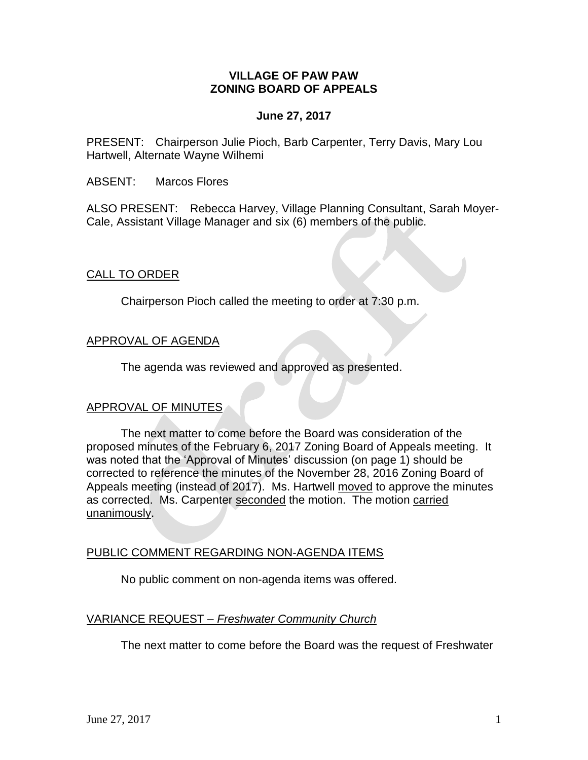**VILLAGE OF PAW PAW**
**ZONING BOARD OF APPEALS**

**June 27, 2017**

PRESENT: Chairperson Julie Pioch, Barb Carpenter, Terry Davis, Mary Lou Hartwell, Alternate Wayne Wilhemi

ABSENT: Marcos Flores

ALSO PRESENT: Rebecca Harvey, Village Planning Consultant, Sarah Moyer-Cale, Assistant Village Manager and six (6) members of the public.

## CALL TO ORDER

Chairperson Pioch called the meeting to order at 7:30 p.m.

## APPROVAL OF AGENDA

The agenda was reviewed and approved as presented.

## APPROVAL OF MINUTES

The next matter to come before the Board was consideration of the proposed minutes of the February 6, 2017 Zoning Board of Appeals meeting. It was noted that the 'Approval of Minutes' discussion (on page 1) should be corrected to reference the minutes of the November 28, 2016 Zoning Board of Appeals meeting (instead of 2017). Ms. Hartwell moved to approve the minutes as corrected. Ms. Carpenter seconded the motion. The motion carried unanimously.

## PUBLIC COMMENT REGARDING NON-AGENDA ITEMS

No public comment on non-agenda items was offered.

## VARIANCE REQUEST – *Freshwater Community Church*

The next matter to come before the Board was the request of Freshwater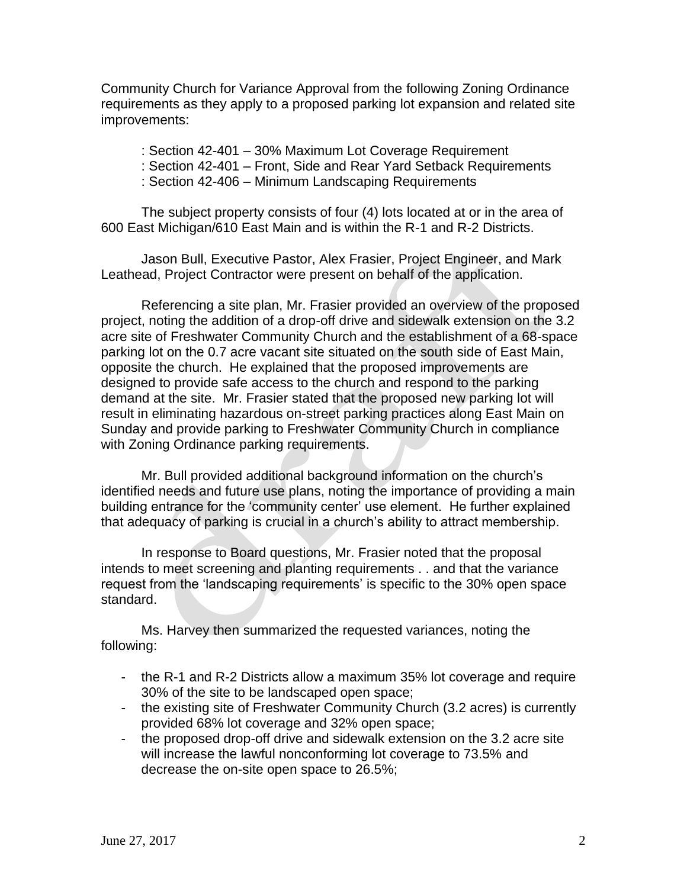Community Church for Variance Approval from the following Zoning Ordinance requirements as they apply to a proposed parking lot expansion and related site improvements:

: Section 42-401 – 30% Maximum Lot Coverage Requirement
: Section 42-401 – Front, Side and Rear Yard Setback Requirements
: Section 42-406 – Minimum Landscaping Requirements

The subject property consists of four (4) lots located at or in the area of 600 East Michigan/610 East Main and is within the R-1 and R-2 Districts.

Jason Bull, Executive Pastor, Alex Frasier, Project Engineer, and Mark Leathead, Project Contractor were present on behalf of the application.

Referencing a site plan, Mr. Frasier provided an overview of the proposed project, noting the addition of a drop-off drive and sidewalk extension on the 3.2 acre site of Freshwater Community Church and the establishment of a 68-space parking lot on the 0.7 acre vacant site situated on the south side of East Main, opposite the church. He explained that the proposed improvements are designed to provide safe access to the church and respond to the parking demand at the site. Mr. Frasier stated that the proposed new parking lot will result in eliminating hazardous on-street parking practices along East Main on Sunday and provide parking to Freshwater Community Church in compliance with Zoning Ordinance parking requirements.

Mr. Bull provided additional background information on the church's identified needs and future use plans, noting the importance of providing a main building entrance for the 'community center' use element. He further explained that adequacy of parking is crucial in a church's ability to attract membership.

In response to Board questions, Mr. Frasier noted that the proposal intends to meet screening and planting requirements . . and that the variance request from the 'landscaping requirements' is specific to the 30% open space standard.

Ms. Harvey then summarized the requested variances, noting the following:

- the R-1 and R-2 Districts allow a maximum 35% lot coverage and require 30% of the site to be landscaped open space;
- the existing site of Freshwater Community Church (3.2 acres) is currently provided 68% lot coverage and 32% open space;
- the proposed drop-off drive and sidewalk extension on the 3.2 acre site will increase the lawful nonconforming lot coverage to 73.5% and decrease the on-site open space to 26.5%;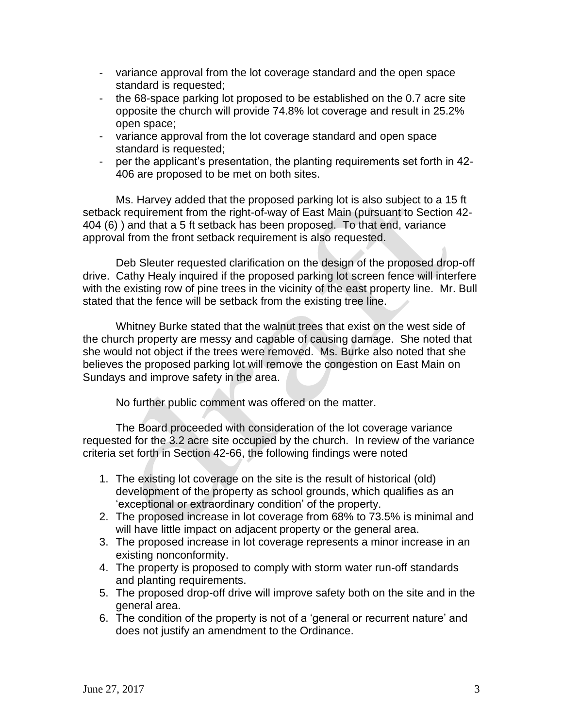- variance approval from the lot coverage standard and the open space standard is requested;
- the 68-space parking lot proposed to be established on the 0.7 acre site opposite the church will provide 74.8% lot coverage and result in 25.2% open space;
- variance approval from the lot coverage standard and open space standard is requested;
- per the applicant's presentation, the planting requirements set forth in 42-406 are proposed to be met on both sites.

Ms. Harvey added that the proposed parking lot is also subject to a 15 ft setback requirement from the right-of-way of East Main (pursuant to Section 42-404 (6) ) and that a 5 ft setback has been proposed. To that end, variance approval from the front setback requirement is also requested.

Deb Sleuter requested clarification on the design of the proposed drop-off drive. Cathy Healy inquired if the proposed parking lot screen fence will interfere with the existing row of pine trees in the vicinity of the east property line. Mr. Bull stated that the fence will be setback from the existing tree line.

Whitney Burke stated that the walnut trees that exist on the west side of the church property are messy and capable of causing damage. She noted that she would not object if the trees were removed. Ms. Burke also noted that she believes the proposed parking lot will remove the congestion on East Main on Sundays and improve safety in the area.

No further public comment was offered on the matter.

The Board proceeded with consideration of the lot coverage variance requested for the 3.2 acre site occupied by the church. In review of the variance criteria set forth in Section 42-66, the following findings were noted

1. The existing lot coverage on the site is the result of historical (old) development of the property as school grounds, which qualifies as an 'exceptional or extraordinary condition' of the property.
2. The proposed increase in lot coverage from 68% to 73.5% is minimal and will have little impact on adjacent property or the general area.
3. The proposed increase in lot coverage represents a minor increase in an existing nonconformity.
4. The property is proposed to comply with storm water run-off standards and planting requirements.
5. The proposed drop-off drive will improve safety both on the site and in the general area.
6. The condition of the property is not of a 'general or recurrent nature' and does not justify an amendment to the Ordinance.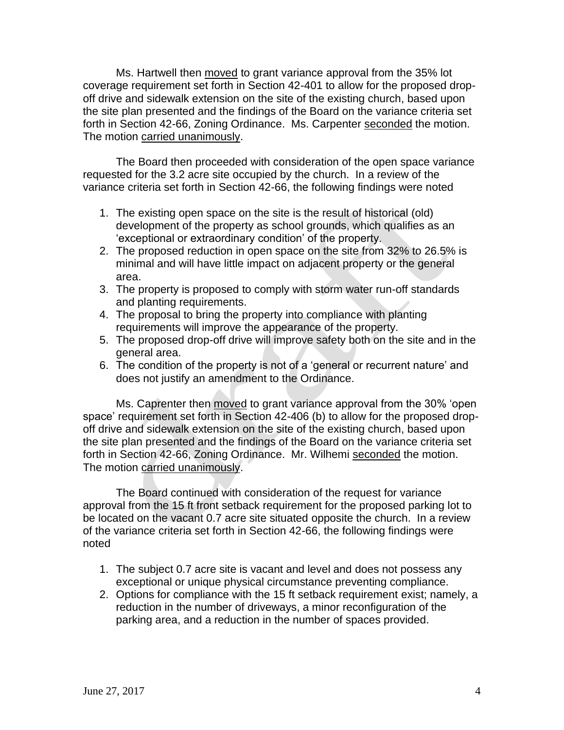Ms. Hartwell then moved to grant variance approval from the 35% lot coverage requirement set forth in Section 42-401 to allow for the proposed drop-off drive and sidewalk extension on the site of the existing church, based upon the site plan presented and the findings of the Board on the variance criteria set forth in Section 42-66, Zoning Ordinance. Ms. Carpenter seconded the motion. The motion carried unanimously.

The Board then proceeded with consideration of the open space variance requested for the 3.2 acre site occupied by the church. In a review of the variance criteria set forth in Section 42-66, the following findings were noted

1. The existing open space on the site is the result of historical (old) development of the property as school grounds, which qualifies as an 'exceptional or extraordinary condition' of the property.
2. The proposed reduction in open space on the site from 32% to 26.5% is minimal and will have little impact on adjacent property or the general area.
3. The property is proposed to comply with storm water run-off standards and planting requirements.
4. The proposal to bring the property into compliance with planting requirements will improve the appearance of the property.
5. The proposed drop-off drive will improve safety both on the site and in the general area.
6. The condition of the property is not of a 'general or recurrent nature' and does not justify an amendment to the Ordinance.

Ms. Caprenter then moved to grant variance approval from the 30% 'open space' requirement set forth in Section 42-406 (b) to allow for the proposed drop-off drive and sidewalk extension on the site of the existing church, based upon the site plan presented and the findings of the Board on the variance criteria set forth in Section 42-66, Zoning Ordinance. Mr. Wilhemi seconded the motion. The motion carried unanimously.

The Board continued with consideration of the request for variance approval from the 15 ft front setback requirement for the proposed parking lot to be located on the vacant 0.7 acre site situated opposite the church. In a review of the variance criteria set forth in Section 42-66, the following findings were noted

1. The subject 0.7 acre site is vacant and level and does not possess any exceptional or unique physical circumstance preventing compliance.
2. Options for compliance with the 15 ft setback requirement exist; namely, a reduction in the number of driveways, a minor reconfiguration of the parking area, and a reduction in the number of spaces provided.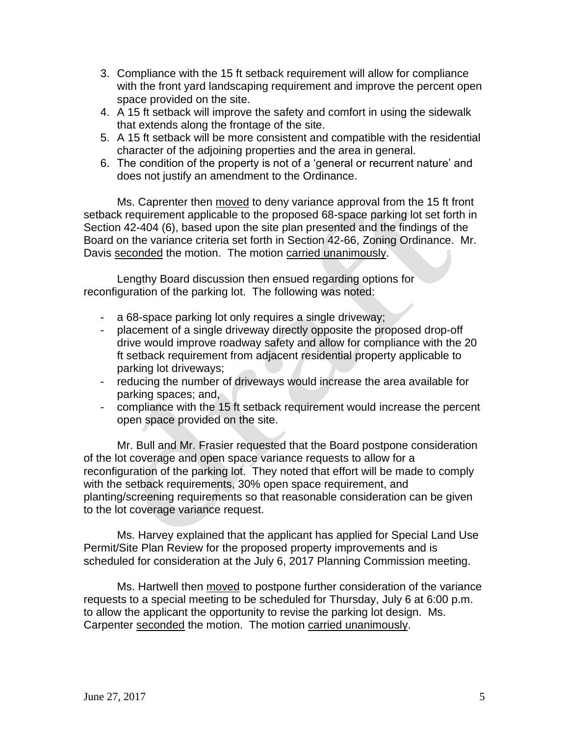3. Compliance with the 15 ft setback requirement will allow for compliance with the front yard landscaping requirement and improve the percent open space provided on the site.
4. A 15 ft setback will improve the safety and comfort in using the sidewalk that extends along the frontage of the site.
5. A 15 ft setback will be more consistent and compatible with the residential character of the adjoining properties and the area in general.
6. The condition of the property is not of a 'general or recurrent nature' and does not justify an amendment to the Ordinance.

Ms. Caprenter then moved to deny variance approval from the 15 ft front setback requirement applicable to the proposed 68-space parking lot set forth in Section 42-404 (6), based upon the site plan presented and the findings of the Board on the variance criteria set forth in Section 42-66, Zoning Ordinance. Mr. Davis seconded the motion. The motion carried unanimously.

Lengthy Board discussion then ensued regarding options for reconfiguration of the parking lot. The following was noted:

- a 68-space parking lot only requires a single driveway;
- placement of a single driveway directly opposite the proposed drop-off drive would improve roadway safety and allow for compliance with the 20 ft setback requirement from adjacent residential property applicable to parking lot driveways;
- reducing the number of driveways would increase the area available for parking spaces; and,
- compliance with the 15 ft setback requirement would increase the percent open space provided on the site.

Mr. Bull and Mr. Frasier requested that the Board postpone consideration of the lot coverage and open space variance requests to allow for a reconfiguration of the parking lot. They noted that effort will be made to comply with the setback requirements, 30% open space requirement, and planting/screening requirements so that reasonable consideration can be given to the lot coverage variance request.

Ms. Harvey explained that the applicant has applied for Special Land Use Permit/Site Plan Review for the proposed property improvements and is scheduled for consideration at the July 6, 2017 Planning Commission meeting.

Ms. Hartwell then moved to postpone further consideration of the variance requests to a special meeting to be scheduled for Thursday, July 6 at 6:00 p.m. to allow the applicant the opportunity to revise the parking lot design. Ms. Carpenter seconded the motion. The motion carried unanimously.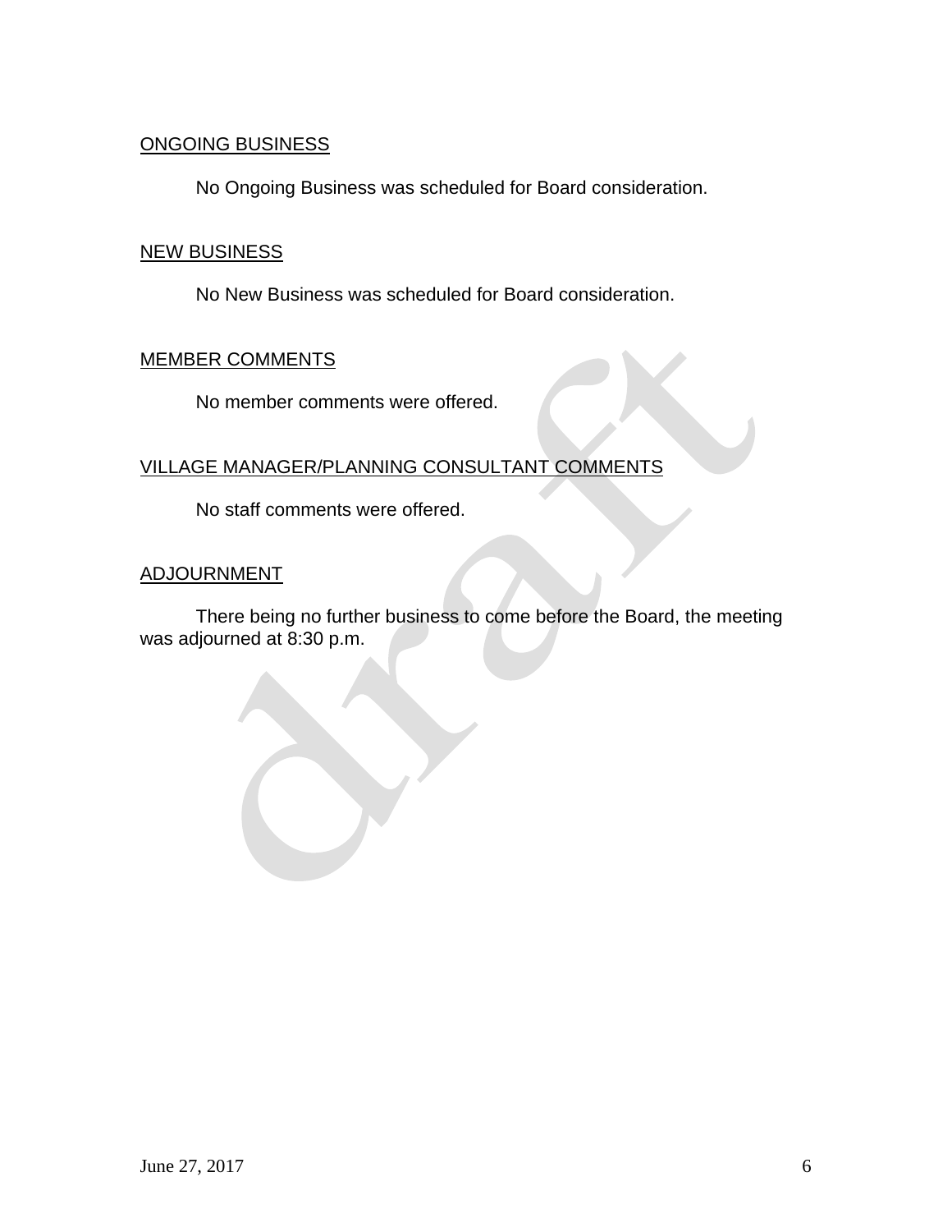## ONGOING BUSINESS

No Ongoing Business was scheduled for Board consideration.

## NEW BUSINESS

No New Business was scheduled for Board consideration.

## MEMBER COMMENTS

No member comments were offered.

## VILLAGE MANAGER/PLANNING CONSULTANT COMMENTS

No staff comments were offered.

## ADJOURNMENT

There being no further business to come before the Board, the meeting was adjourned at 8:30 p.m.